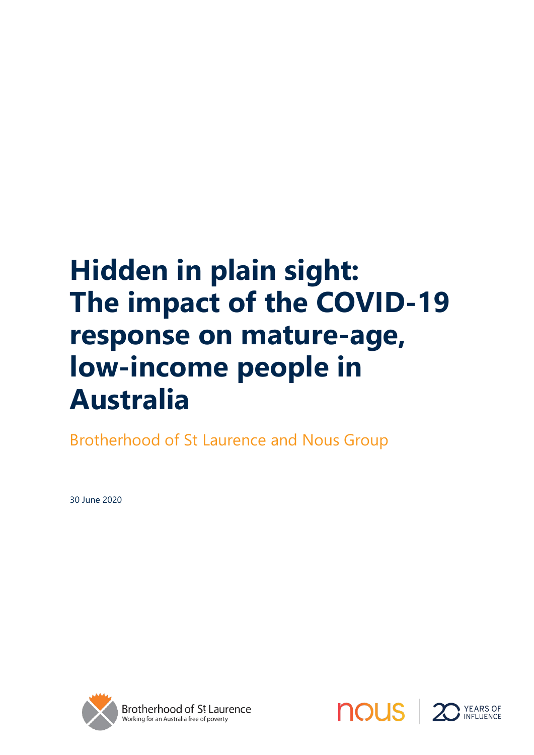# Hidden in plain sight: The impact of the COVID-19 response on mature-age, low-income people in Australia

Brotherhood of St Laurence and Nous Group

30 June 2020

Brotherhood of St Laurence
Working for an Australia free of poverty

nous | 20 YEARS OF INFLUENCE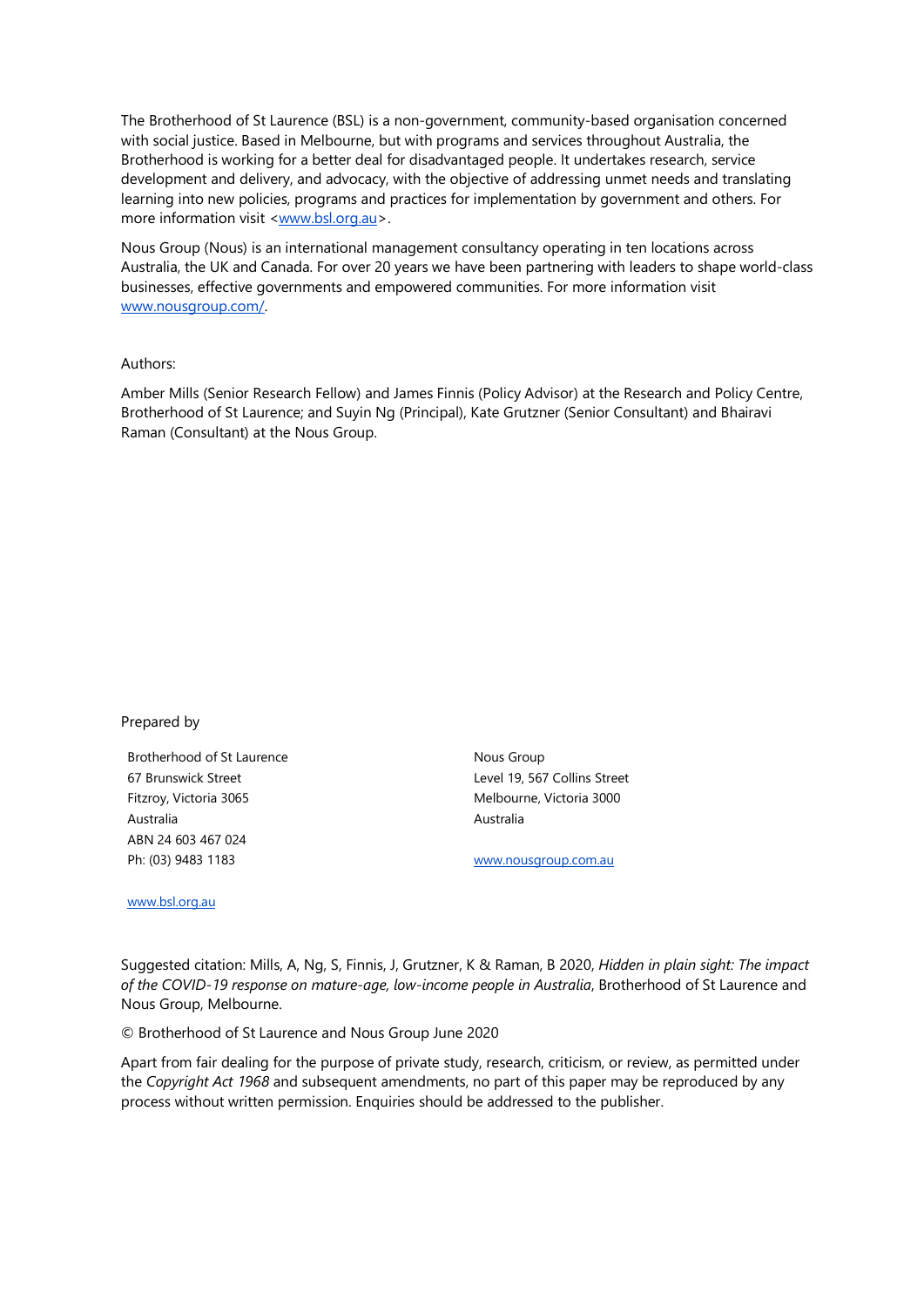The Brotherhood of St Laurence (BSL) is a non-government, community-based organisation concerned with social justice. Based in Melbourne, but with programs and services throughout Australia, the Brotherhood is working for a better deal for disadvantaged people. It undertakes research, service development and delivery, and advocacy, with the objective of addressing unmet needs and translating learning into new policies, programs and practices for implementation by government and others. For more information visit <www.bsl.org.au>.

Nous Group (Nous) is an international management consultancy operating in ten locations across Australia, the UK and Canada. For over 20 years we have been partnering with leaders to shape world-class businesses, effective governments and empowered communities. For more information visit www.nousgroup.com/.

Authors:

Amber Mills (Senior Research Fellow) and James Finnis (Policy Advisor) at the Research and Policy Centre, Brotherhood of St Laurence; and Suyin Ng (Principal), Kate Grutzner (Senior Consultant) and Bhairavi Raman (Consultant) at the Nous Group.

Prepared by

Brotherhood of St Laurence
67 Brunswick Street
Fitzroy, Victoria 3065
Australia
ABN 24 603 467 024
Ph: (03) 9483 1183

www.bsl.org.au

Nous Group
Level 19, 567 Collins Street
Melbourne, Victoria 3000
Australia

www.nousgroup.com.au

Suggested citation: Mills, A, Ng, S, Finnis, J, Grutzner, K & Raman, B 2020, *Hidden in plain sight: The impact of the COVID-19 response on mature-age, low-income people in Australia*, Brotherhood of St Laurence and Nous Group, Melbourne.

© Brotherhood of St Laurence and Nous Group June 2020

Apart from fair dealing for the purpose of private study, research, criticism, or review, as permitted under the *Copyright Act 1968* and subsequent amendments, no part of this paper may be reproduced by any process without written permission. Enquiries should be addressed to the publisher.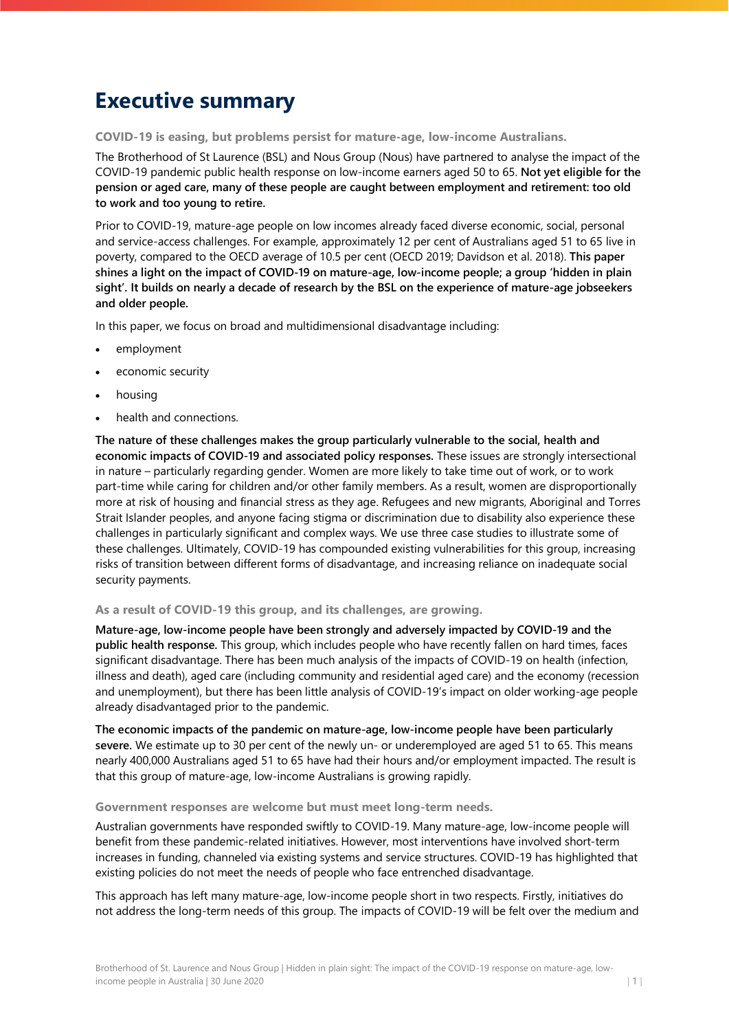# Executive summary

### COVID-19 is easing, but problems persist for mature-age, low-income Australians.

The Brotherhood of St Laurence (BSL) and Nous Group (Nous) have partnered to analyse the impact of the COVID-19 pandemic public health response on low-income earners aged 50 to 65. **Not yet eligible for the pension or aged care, many of these people are caught between employment and retirement: too old to work and too young to retire.**

Prior to COVID-19, mature-age people on low incomes already faced diverse economic, social, personal and service-access challenges. For example, approximately 12 per cent of Australians aged 51 to 65 live in poverty, compared to the OECD average of 10.5 per cent (OECD 2019; Davidson et al. 2018). **This paper shines a light on the impact of COVID-19 on mature-age, low-income people; a group 'hidden in plain sight'. It builds on nearly a decade of research by the BSL on the experience of mature-age jobseekers and older people.**

In this paper, we focus on broad and multidimensional disadvantage including:

- employment
- economic security
- housing
- health and connections.

**The nature of these challenges makes the group particularly vulnerable to the social, health and economic impacts of COVID-19 and associated policy responses.** These issues are strongly intersectional in nature – particularly regarding gender. Women are more likely to take time out of work, or to work part-time while caring for children and/or other family members. As a result, women are disproportionally more at risk of housing and financial stress as they age. Refugees and new migrants, Aboriginal and Torres Strait Islander peoples, and anyone facing stigma or discrimination due to disability also experience these challenges in particularly significant and complex ways. We use three case studies to illustrate some of these challenges. Ultimately, COVID-19 has compounded existing vulnerabilities for this group, increasing risks of transition between different forms of disadvantage, and increasing reliance on inadequate social security payments.

### As a result of COVID-19 this group, and its challenges, are growing.

**Mature-age, low-income people have been strongly and adversely impacted by COVID-19 and the public health response.** This group, which includes people who have recently fallen on hard times, faces significant disadvantage. There has been much analysis of the impacts of COVID-19 on health (infection, illness and death), aged care (including community and residential aged care) and the economy (recession and unemployment), but there has been little analysis of COVID-19's impact on older working-age people already disadvantaged prior to the pandemic.

**The economic impacts of the pandemic on mature-age, low-income people have been particularly severe.** We estimate up to 30 per cent of the newly un- or underemployed are aged 51 to 65. This means nearly 400,000 Australians aged 51 to 65 have had their hours and/or employment impacted. The result is that this group of mature-age, low-income Australians is growing rapidly.

### Government responses are welcome but must meet long-term needs.

Australian governments have responded swiftly to COVID-19. Many mature-age, low-income people will benefit from these pandemic-related initiatives. However, most interventions have involved short-term increases in funding, channeled via existing systems and service structures. COVID-19 has highlighted that existing policies do not meet the needs of people who face entrenched disadvantage.

This approach has left many mature-age, low-income people short in two respects. Firstly, initiatives do not address the long-term needs of this group. The impacts of COVID-19 will be felt over the medium and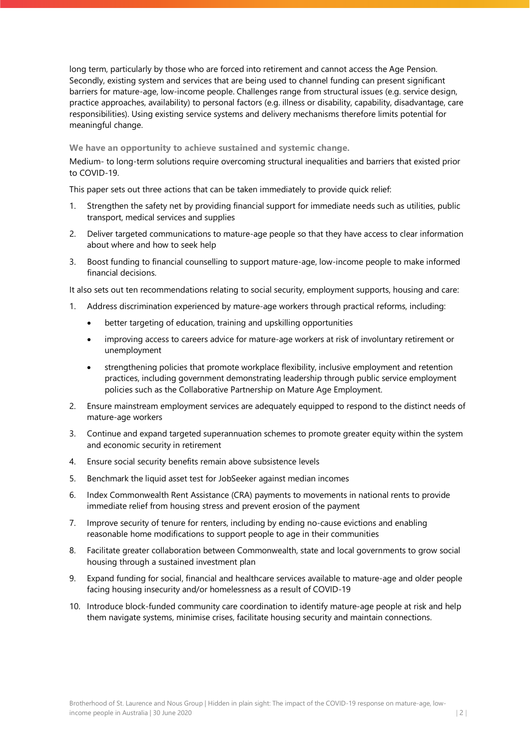long term, particularly by those who are forced into retirement and cannot access the Age Pension. Secondly, existing system and services that are being used to channel funding can present significant barriers for mature-age, low-income people. Challenges range from structural issues (e.g. service design, practice approaches, availability) to personal factors (e.g. illness or disability, capability, disadvantage, care responsibilities). Using existing service systems and delivery mechanisms therefore limits potential for meaningful change.

**We have an opportunity to achieve sustained and systemic change.**

Medium- to long-term solutions require overcoming structural inequalities and barriers that existed prior to COVID-19.

This paper sets out three actions that can be taken immediately to provide quick relief:

1. Strengthen the safety net by providing financial support for immediate needs such as utilities, public transport, medical services and supplies
2. Deliver targeted communications to mature-age people so that they have access to clear information about where and how to seek help
3. Boost funding to financial counselling to support mature-age, low-income people to make informed financial decisions.

It also sets out ten recommendations relating to social security, employment supports, housing and care:

1. Address discrimination experienced by mature-age workers through practical reforms, including:
   - better targeting of education, training and upskilling opportunities
   - improving access to careers advice for mature-age workers at risk of involuntary retirement or unemployment
   - strengthening policies that promote workplace flexibility, inclusive employment and retention practices, including government demonstrating leadership through public service employment policies such as the Collaborative Partnership on Mature Age Employment.
2. Ensure mainstream employment services are adequately equipped to respond to the distinct needs of mature-age workers
3. Continue and expand targeted superannuation schemes to promote greater equity within the system and economic security in retirement
4. Ensure social security benefits remain above subsistence levels
5. Benchmark the liquid asset test for JobSeeker against median incomes
6. Index Commonwealth Rent Assistance (CRA) payments to movements in national rents to provide immediate relief from housing stress and prevent erosion of the payment
7. Improve security of tenure for renters, including by ending no-cause evictions and enabling reasonable home modifications to support people to age in their communities
8. Facilitate greater collaboration between Commonwealth, state and local governments to grow social housing through a sustained investment plan
9. Expand funding for social, financial and healthcare services available to mature-age and older people facing housing insecurity and/or homelessness as a result of COVID-19
10. Introduce block-funded community care coordination to identify mature-age people at risk and help them navigate systems, minimise crises, facilitate housing security and maintain connections.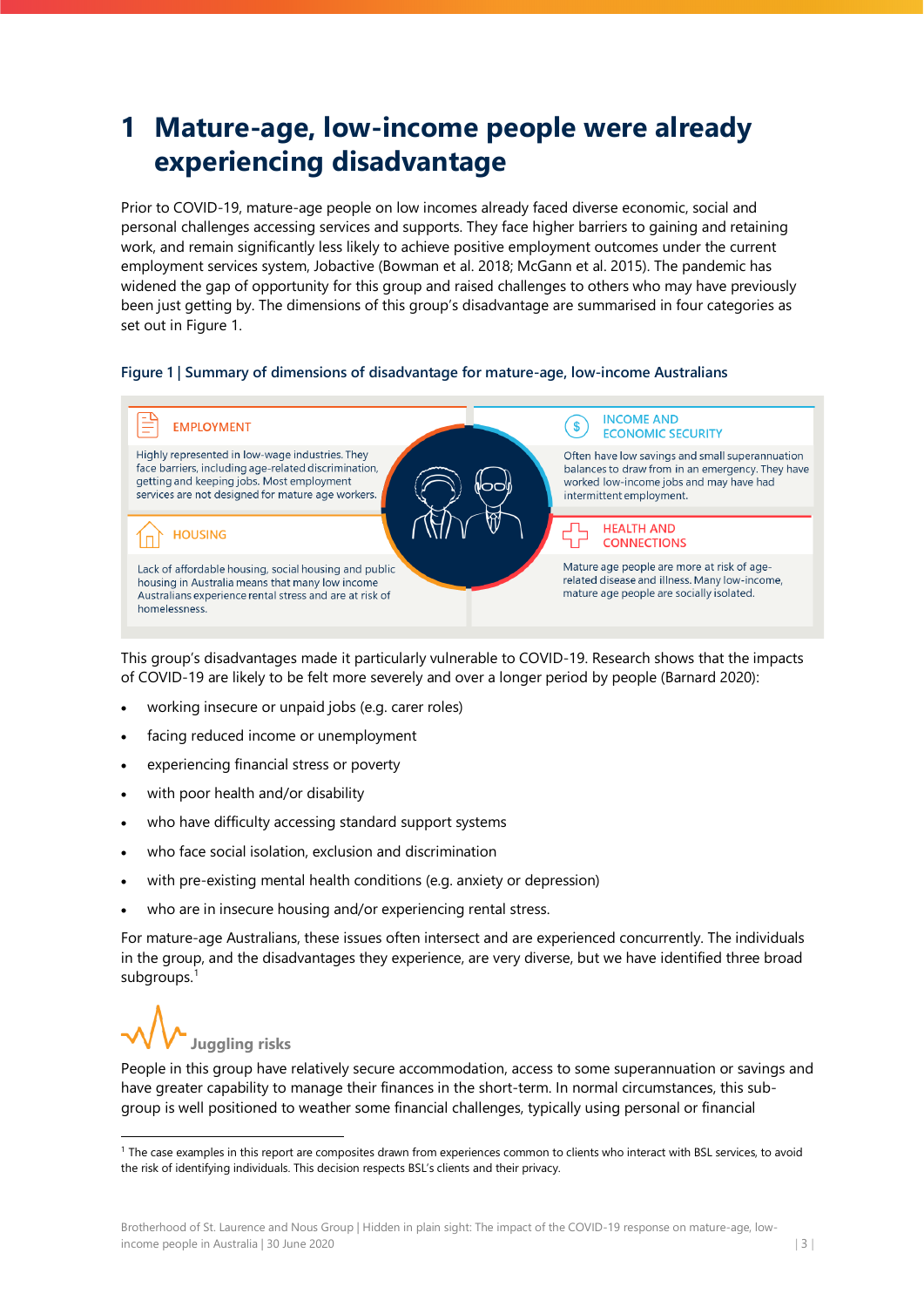# 1 Mature-age, low-income people were already experiencing disadvantage

Prior to COVID-19, mature-age people on low incomes already faced diverse economic, social and personal challenges accessing services and supports. They face higher barriers to gaining and retaining work, and remain significantly less likely to achieve positive employment outcomes under the current employment services system, Jobactive (Bowman et al. 2018; McGann et al. 2015). The pandemic has widened the gap of opportunity for this group and raised challenges to others who may have previously been just getting by. The dimensions of this group's disadvantage are summarised in four categories as set out in Figure 1.

**Figure 1 | Summary of dimensions of disadvantage for mature-age, low-income Australians**

**EMPLOYMENT**

Highly represented in low-wage industries. They face barriers, including age-related discrimination, getting and keeping jobs. Most employment services are not designed for mature age workers.

**INCOME AND ECONOMIC SECURITY**

Often have low savings and small superannuation balances to draw from in an emergency. They have worked low-income jobs and may have had intermittent employment.

**HOUSING**

Lack of affordable housing, social housing and public housing in Australia means that many low income Australians experience rental stress and are at risk of homelessness.

**HEALTH AND CONNECTIONS**

Mature age people are more at risk of age-related disease and illness. Many low-income, mature age people are socially isolated.

This group's disadvantages made it particularly vulnerable to COVID-19. Research shows that the impacts of COVID-19 are likely to be felt more severely and over a longer period by people (Barnard 2020):

- working insecure or unpaid jobs (e.g. carer roles)
- facing reduced income or unemployment
- experiencing financial stress or poverty
- with poor health and/or disability
- who have difficulty accessing standard support systems
- who face social isolation, exclusion and discrimination
- with pre-existing mental health conditions (e.g. anxiety or depression)
- who are in insecure housing and/or experiencing rental stress.

For mature-age Australians, these issues often intersect and are experienced concurrently. The individuals in the group, and the disadvantages they experience, are very diverse, but we have identified three broad subgroups.[1]

### Juggling risks

People in this group have relatively secure accommodation, access to some superannuation or savings and have greater capability to manage their finances in the short-term. In normal circumstances, this sub-group is well positioned to weather some financial challenges, typically using personal or financial

[1] The case examples in this report are composites drawn from experiences common to clients who interact with BSL services, to avoid the risk of identifying individuals. This decision respects BSL's clients and their privacy.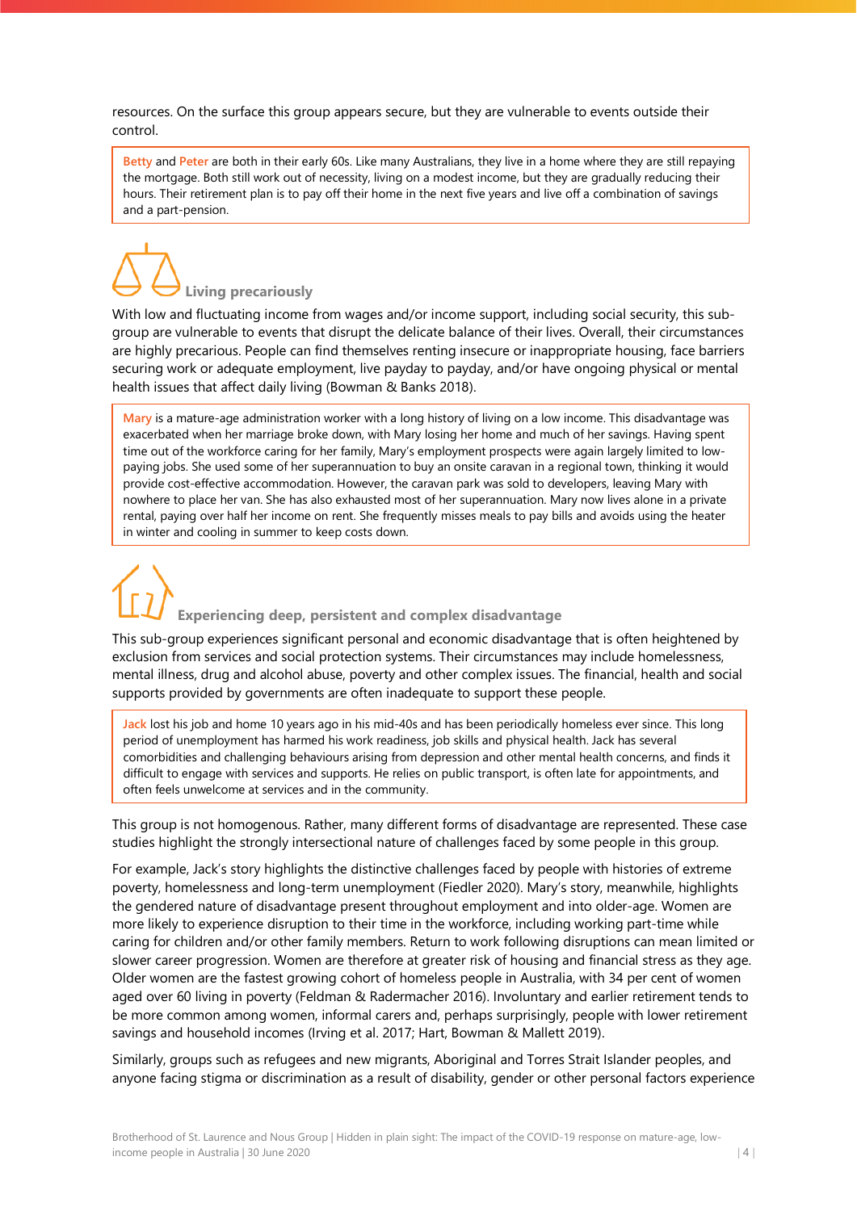resources. On the surface this group appears secure, but they are vulnerable to events outside their control.

> **Betty** and **Peter** are both in their early 60s. Like many Australians, they live in a home where they are still repaying the mortgage. Both still work out of necessity, living on a modest income, but they are gradually reducing their hours. Their retirement plan is to pay off their home in the next five years and live off a combination of savings and a part-pension.

### Living precariously

With low and fluctuating income from wages and/or income support, including social security, this sub-group are vulnerable to events that disrupt the delicate balance of their lives. Overall, their circumstances are highly precarious. People can find themselves renting insecure or inappropriate housing, face barriers securing work or adequate employment, live payday to payday, and/or have ongoing physical or mental health issues that affect daily living (Bowman & Banks 2018).

> **Mary** is a mature-age administration worker with a long history of living on a low income. This disadvantage was exacerbated when her marriage broke down, with Mary losing her home and much of her savings. Having spent time out of the workforce caring for her family, Mary's employment prospects were again largely limited to low-paying jobs. She used some of her superannuation to buy an onsite caravan in a regional town, thinking it would provide cost-effective accommodation. However, the caravan park was sold to developers, leaving Mary with nowhere to place her van. She has also exhausted most of her superannuation. Mary now lives alone in a private rental, paying over half her income on rent. She frequently misses meals to pay bills and avoids using the heater in winter and cooling in summer to keep costs down.

### Experiencing deep, persistent and complex disadvantage

This sub-group experiences significant personal and economic disadvantage that is often heightened by exclusion from services and social protection systems. Their circumstances may include homelessness, mental illness, drug and alcohol abuse, poverty and other complex issues. The financial, health and social supports provided by governments are often inadequate to support these people.

> **Jack** lost his job and home 10 years ago in his mid-40s and has been periodically homeless ever since. This long period of unemployment has harmed his work readiness, job skills and physical health. Jack has several comorbidities and challenging behaviours arising from depression and other mental health concerns, and finds it difficult to engage with services and supports. He relies on public transport, is often late for appointments, and often feels unwelcome at services and in the community.

This group is not homogenous. Rather, many different forms of disadvantage are represented. These case studies highlight the strongly intersectional nature of challenges faced by some people in this group.

For example, Jack's story highlights the distinctive challenges faced by people with histories of extreme poverty, homelessness and long-term unemployment (Fiedler 2020). Mary's story, meanwhile, highlights the gendered nature of disadvantage present throughout employment and into older-age. Women are more likely to experience disruption to their time in the workforce, including working part-time while caring for children and/or other family members. Return to work following disruptions can mean limited or slower career progression. Women are therefore at greater risk of housing and financial stress as they age. Older women are the fastest growing cohort of homeless people in Australia, with 34 per cent of women aged over 60 living in poverty (Feldman & Radermacher 2016). Involuntary and earlier retirement tends to be more common among women, informal carers and, perhaps surprisingly, people with lower retirement savings and household incomes (Irving et al. 2017; Hart, Bowman & Mallett 2019).

Similarly, groups such as refugees and new migrants, Aboriginal and Torres Strait Islander peoples, and anyone facing stigma or discrimination as a result of disability, gender or other personal factors experience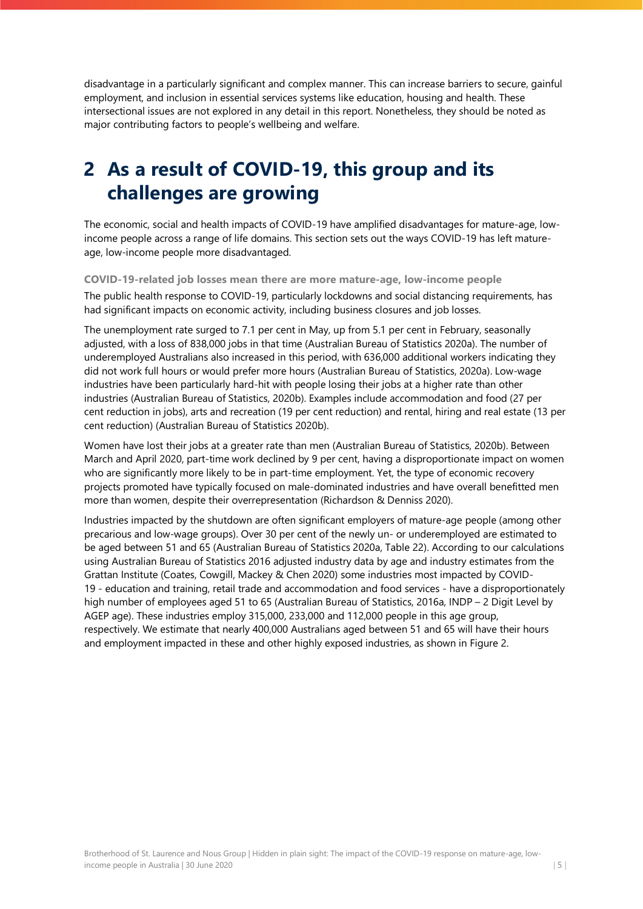disadvantage in a particularly significant and complex manner. This can increase barriers to secure, gainful employment, and inclusion in essential services systems like education, housing and health. These intersectional issues are not explored in any detail in this report. Nonetheless, they should be noted as major contributing factors to people's wellbeing and welfare.

# 2 As a result of COVID-19, this group and its challenges are growing

The economic, social and health impacts of COVID-19 have amplified disadvantages for mature-age, low-income people across a range of life domains. This section sets out the ways COVID-19 has left mature-age, low-income people more disadvantaged.

### COVID-19-related job losses mean there are more mature-age, low-income people

The public health response to COVID-19, particularly lockdowns and social distancing requirements, has had significant impacts on economic activity, including business closures and job losses.

The unemployment rate surged to 7.1 per cent in May, up from 5.1 per cent in February, seasonally adjusted, with a loss of 838,000 jobs in that time (Australian Bureau of Statistics 2020a). The number of underemployed Australians also increased in this period, with 636,000 additional workers indicating they did not work full hours or would prefer more hours (Australian Bureau of Statistics, 2020a). Low-wage industries have been particularly hard-hit with people losing their jobs at a higher rate than other industries (Australian Bureau of Statistics, 2020b). Examples include accommodation and food (27 per cent reduction in jobs), arts and recreation (19 per cent reduction) and rental, hiring and real estate (13 per cent reduction) (Australian Bureau of Statistics 2020b).

Women have lost their jobs at a greater rate than men (Australian Bureau of Statistics, 2020b). Between March and April 2020, part-time work declined by 9 per cent, having a disproportionate impact on women who are significantly more likely to be in part-time employment. Yet, the type of economic recovery projects promoted have typically focused on male-dominated industries and have overall benefitted men more than women, despite their overrepresentation (Richardson & Denniss 2020).

Industries impacted by the shutdown are often significant employers of mature-age people (among other precarious and low-wage groups). Over 30 per cent of the newly un- or underemployed are estimated to be aged between 51 and 65 (Australian Bureau of Statistics 2020a, Table 22). According to our calculations using Australian Bureau of Statistics 2016 adjusted industry data by age and industry estimates from the Grattan Institute (Coates, Cowgill, Mackey & Chen 2020) some industries most impacted by COVID-19 - education and training, retail trade and accommodation and food services - have a disproportionately high number of employees aged 51 to 65 (Australian Bureau of Statistics, 2016a, INDP – 2 Digit Level by AGEP age). These industries employ 315,000, 233,000 and 112,000 people in this age group, respectively. We estimate that nearly 400,000 Australians aged between 51 and 65 will have their hours and employment impacted in these and other highly exposed industries, as shown in Figure 2.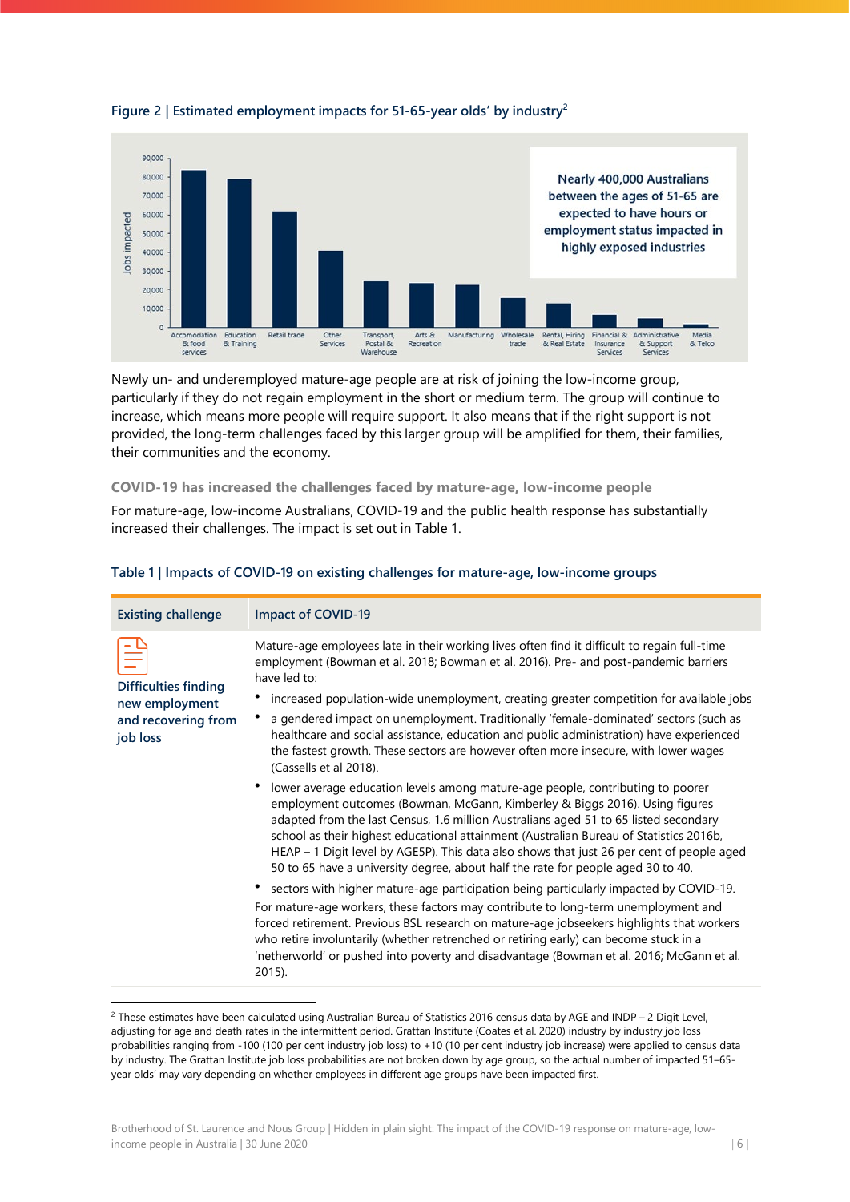### Figure 2 | Estimated employment impacts for 51-65-year olds' by industry[2]

Nearly 400,000 Australians between the ages of 51-65 are expected to have hours or employment status impacted in highly exposed industries

Newly un- and underemployed mature-age people are at risk of joining the low-income group, particularly if they do not regain employment in the short or medium term. The group will continue to increase, which means more people will require support. It also means that if the right support is not provided, the long-term challenges faced by this larger group will be amplified for them, their families, their communities and the economy.

### COVID-19 has increased the challenges faced by mature-age, low-income people

For mature-age, low-income Australians, COVID-19 and the public health response has substantially increased their challenges. The impact is set out in Table 1.

### Table 1 | Impacts of COVID-19 on existing challenges for mature-age, low-income groups

| Existing challenge | Impact of COVID-19 |
|---|---|
| **Difficulties finding new employment and recovering from job loss** | Mature-age employees late in their working lives often find it difficult to regain full-time employment (Bowman et al. 2018; Bowman et al. 2016). Pre- and post-pandemic barriers have led to:<br>• increased population-wide unemployment, creating greater competition for available jobs<br>• a gendered impact on unemployment. Traditionally 'female-dominated' sectors (such as healthcare and social assistance, education and public administration) have experienced the fastest growth. These sectors are however often more insecure, with lower wages (Cassells et al 2018).<br>• lower average education levels among mature-age people, contributing to poorer employment outcomes (Bowman, McGann, Kimberley & Biggs 2016). Using figures adapted from the last Census, 1.6 million Australians aged 51 to 65 listed secondary school as their highest educational attainment (Australian Bureau of Statistics 2016b, HEAP – 1 Digit level by AGE5P). This data also shows that just 26 per cent of people aged 50 to 65 have a university degree, about half the rate for people aged 30 to 40.<br>• sectors with higher mature-age participation being particularly impacted by COVID-19.<br>For mature-age workers, these factors may contribute to long-term unemployment and forced retirement. Previous BSL research on mature-age jobseekers highlights that workers who retire involuntarily (whether retrenched or retiring early) can become stuck in a 'netherworld' or pushed into poverty and disadvantage (Bowman et al. 2016; McGann et al. 2015). |

[2] These estimates have been calculated using Australian Bureau of Statistics 2016 census data by AGE and INDP – 2 Digit Level, adjusting for age and death rates in the intermittent period. Grattan Institute (Coates et al. 2020) industry by industry job loss probabilities ranging from -100 (100 per cent industry job loss) to +10 (10 per cent industry job increase) were applied to census data by industry. The Grattan Institute job loss probabilities are not broken down by age group, so the actual number of impacted 51–65-year olds' may vary depending on whether employees in different age groups have been impacted first.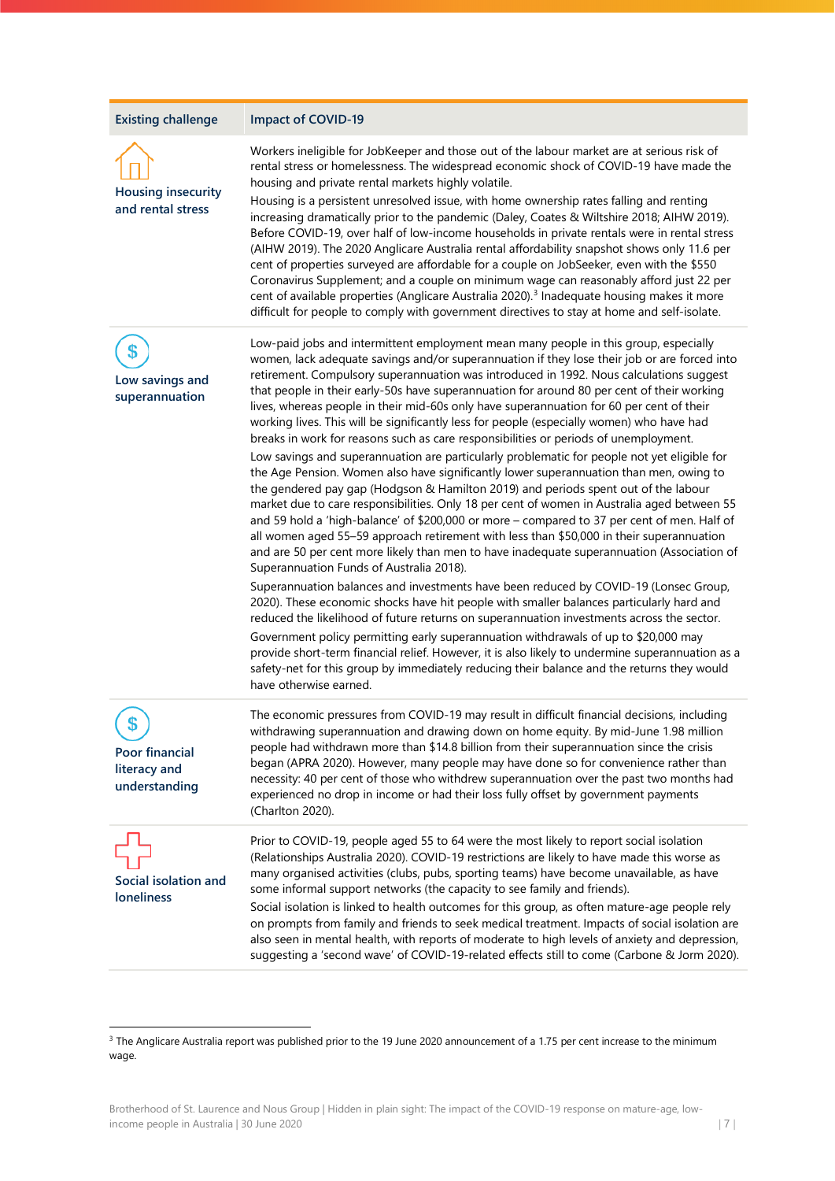| Existing challenge | Impact of COVID-19 |
|---|---|
| Housing insecurity and rental stress | Workers ineligible for JobKeeper and those out of the labour market are at serious risk of rental stress or homelessness. The widespread economic shock of COVID-19 have made the housing and private rental markets highly volatile.<br><br>Housing is a persistent unresolved issue, with home ownership rates falling and renting increasing dramatically prior to the pandemic (Daley, Coates & Wiltshire 2018; AIHW 2019). Before COVID-19, over half of low-income households in private rentals were in rental stress (AIHW 2019). The 2020 Anglicare Australia rental affordability snapshot shows only 11.6 per cent of properties surveyed are affordable for a couple on JobSeeker, even with the $550 Coronavirus Supplement; and a couple on minimum wage can reasonably afford just 22 per cent of available properties (Anglicare Australia 2020).[3] Inadequate housing makes it more difficult for people to comply with government directives to stay at home and self-isolate. |
| Low savings and superannuation | Low-paid jobs and intermittent employment mean many people in this group, especially women, lack adequate savings and/or superannuation if they lose their job or are forced into retirement. Compulsory superannuation was introduced in 1992. Nous calculations suggest that people in their early-50s have superannuation for around 80 per cent of their working lives, whereas people in their mid-60s only have superannuation for 60 per cent of their working lives. This will be significantly less for people (especially women) who have had breaks in work for reasons such as care responsibilities or periods of unemployment.<br><br>Low savings and superannuation are particularly problematic for people not yet eligible for the Age Pension. Women also have significantly lower superannuation than men, owing to the gendered pay gap (Hodgson & Hamilton 2019) and periods spent out of the labour market due to care responsibilities. Only 18 per cent of women in Australia aged between 55 and 59 hold a 'high-balance' of $200,000 or more – compared to 37 per cent of men. Half of all women aged 55–59 approach retirement with less than $50,000 in their superannuation and are 50 per cent more likely than men to have inadequate superannuation (Association of Superannuation Funds of Australia 2018).<br><br>Superannuation balances and investments have been reduced by COVID-19 (Lonsec Group, 2020). These economic shocks have hit people with smaller balances particularly hard and reduced the likelihood of future returns on superannuation investments across the sector.<br><br>Government policy permitting early superannuation withdrawals of up to $20,000 may provide short-term financial relief. However, it is also likely to undermine superannuation as a safety-net for this group by immediately reducing their balance and the returns they would have otherwise earned. |
| Poor financial literacy and understanding | The economic pressures from COVID-19 may result in difficult financial decisions, including withdrawing superannuation and drawing down on home equity. By mid-June 1.98 million people had withdrawn more than $14.8 billion from their superannuation since the crisis began (APRA 2020). However, many people may have done so for convenience rather than necessity: 40 per cent of those who withdrew superannuation over the past two months had experienced no drop in income or had their loss fully offset by government payments (Charlton 2020). |
| Social isolation and loneliness | Prior to COVID-19, people aged 55 to 64 were the most likely to report social isolation (Relationships Australia 2020). COVID-19 restrictions are likely to have made this worse as many organised activities (clubs, pubs, sporting teams) have become unavailable, as have some informal support networks (the capacity to see family and friends).<br><br>Social isolation is linked to health outcomes for this group, as often mature-age people rely on prompts from family and friends to seek medical treatment. Impacts of social isolation are also seen in mental health, with reports of moderate to high levels of anxiety and depression, suggesting a 'second wave' of COVID-19-related effects still to come (Carbone & Jorm 2020). |

[3] The Anglicare Australia report was published prior to the 19 June 2020 announcement of a 1.75 per cent increase to the minimum wage.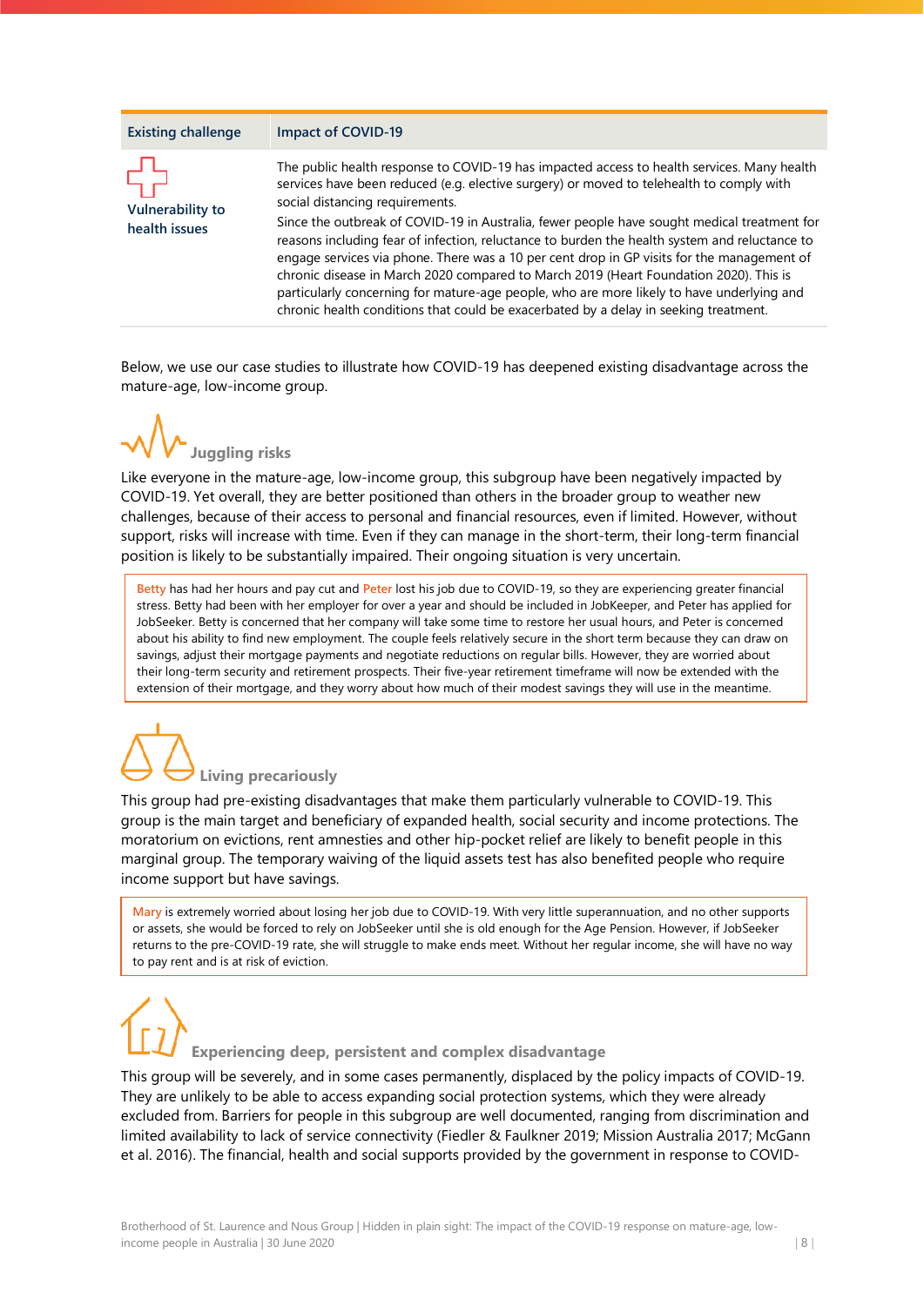| Existing challenge | Impact of COVID-19 |
| --- | --- |
| Vulnerability to health issues | The public health response to COVID-19 has impacted access to health services. Many health services have been reduced (e.g. elective surgery) or moved to telehealth to comply with social distancing requirements.<br>Since the outbreak of COVID-19 in Australia, fewer people have sought medical treatment for reasons including fear of infection, reluctance to burden the health system and reluctance to engage services via phone. There was a 10 per cent drop in GP visits for the management of chronic disease in March 2020 compared to March 2019 (Heart Foundation 2020). This is particularly concerning for mature-age people, who are more likely to have underlying and chronic health conditions that could be exacerbated by a delay in seeking treatment. |

Below, we use our case studies to illustrate how COVID-19 has deepened existing disadvantage across the mature-age, low-income group.

### Juggling risks

Like everyone in the mature-age, low-income group, this subgroup have been negatively impacted by COVID-19. Yet overall, they are better positioned than others in the broader group to weather new challenges, because of their access to personal and financial resources, even if limited. However, without support, risks will increase with time. Even if they can manage in the short-term, their long-term financial position is likely to be substantially impaired. Their ongoing situation is very uncertain.

> Betty has had her hours and pay cut and Peter lost his job due to COVID-19, so they are experiencing greater financial stress. Betty had been with her employer for over a year and should be included in JobKeeper, and Peter has applied for JobSeeker. Betty is concerned that her company will take some time to restore her usual hours, and Peter is concerned about his ability to find new employment. The couple feels relatively secure in the short term because they can draw on savings, adjust their mortgage payments and negotiate reductions on regular bills. However, they are worried about their long-term security and retirement prospects. Their five-year retirement timeframe will now be extended with the extension of their mortgage, and they worry about how much of their modest savings they will use in the meantime.

### Living precariously

This group had pre-existing disadvantages that make them particularly vulnerable to COVID-19. This group is the main target and beneficiary of expanded health, social security and income protections. The moratorium on evictions, rent amnesties and other hip-pocket relief are likely to benefit people in this marginal group. The temporary waiving of the liquid assets test has also benefited people who require income support but have savings.

> Mary is extremely worried about losing her job due to COVID-19. With very little superannuation, and no other supports or assets, she would be forced to rely on JobSeeker until she is old enough for the Age Pension. However, if JobSeeker returns to the pre-COVID-19 rate, she will struggle to make ends meet. Without her regular income, she will have no way to pay rent and is at risk of eviction.

### Experiencing deep, persistent and complex disadvantage

This group will be severely, and in some cases permanently, displaced by the policy impacts of COVID-19. They are unlikely to be able to access expanding social protection systems, which they were already excluded from. Barriers for people in this subgroup are well documented, ranging from discrimination and limited availability to lack of service connectivity (Fiedler & Faulkner 2019; Mission Australia 2017; McGann et al. 2016). The financial, health and social supports provided by the government in response to COVID-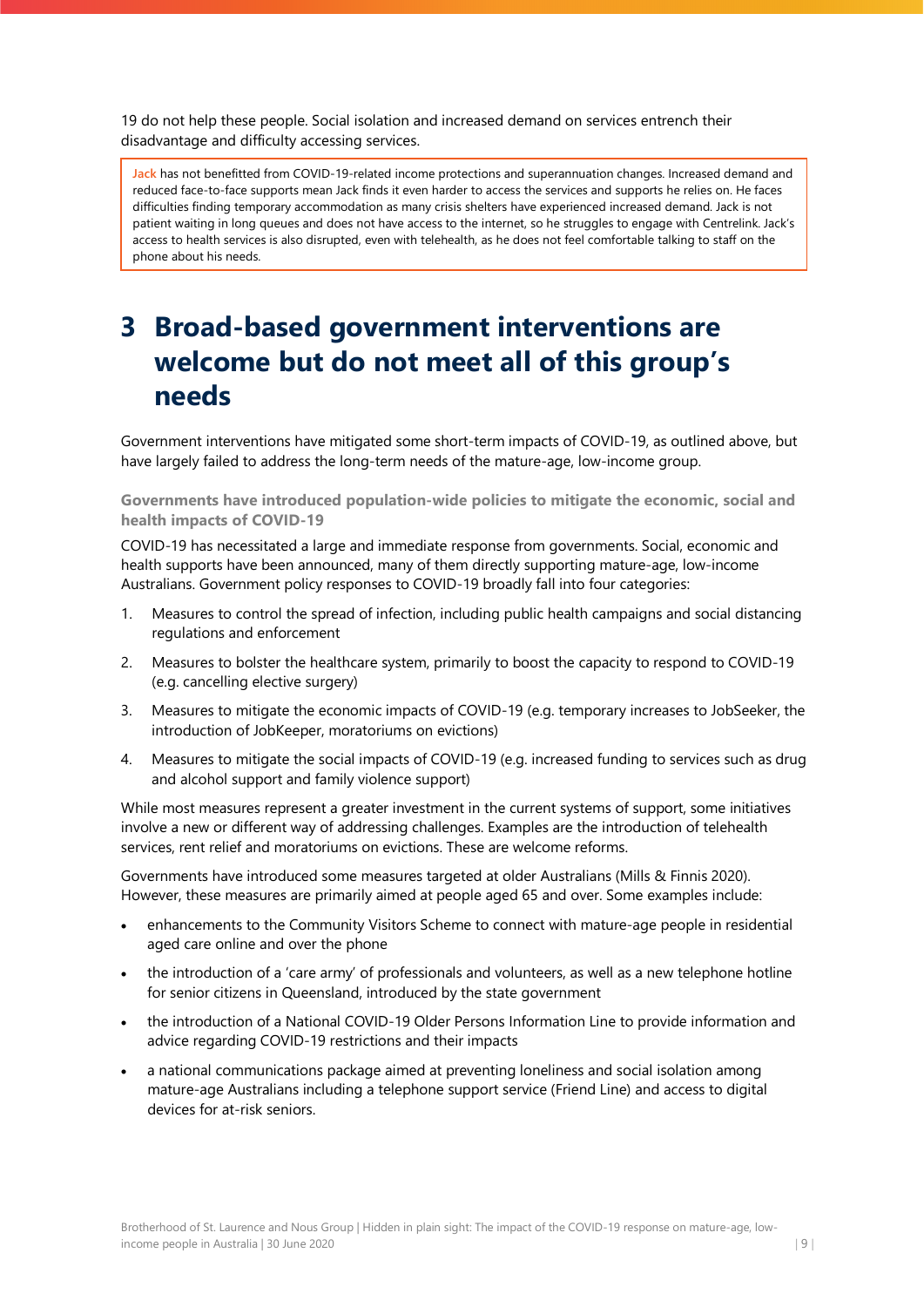19 do not help these people. Social isolation and increased demand on services entrench their disadvantage and difficulty accessing services.

> **Jack** has not benefitted from COVID-19-related income protections and superannuation changes. Increased demand and reduced face-to-face supports mean Jack finds it even harder to access the services and supports he relies on. He faces difficulties finding temporary accommodation as many crisis shelters have experienced increased demand. Jack is not patient waiting in long queues and does not have access to the internet, so he struggles to engage with Centrelink. Jack's access to health services is also disrupted, even with telehealth, as he does not feel comfortable talking to staff on the phone about his needs.

# 3 Broad-based government interventions are welcome but do not meet all of this group's needs

Government interventions have mitigated some short-term impacts of COVID-19, as outlined above, but have largely failed to address the long-term needs of the mature-age, low-income group.

### Governments have introduced population-wide policies to mitigate the economic, social and health impacts of COVID-19

COVID-19 has necessitated a large and immediate response from governments. Social, economic and health supports have been announced, many of them directly supporting mature-age, low-income Australians. Government policy responses to COVID-19 broadly fall into four categories:

1. Measures to control the spread of infection, including public health campaigns and social distancing regulations and enforcement
2. Measures to bolster the healthcare system, primarily to boost the capacity to respond to COVID-19 (e.g. cancelling elective surgery)
3. Measures to mitigate the economic impacts of COVID-19 (e.g. temporary increases to JobSeeker, the introduction of JobKeeper, moratoriums on evictions)
4. Measures to mitigate the social impacts of COVID-19 (e.g. increased funding to services such as drug and alcohol support and family violence support)

While most measures represent a greater investment in the current systems of support, some initiatives involve a new or different way of addressing challenges. Examples are the introduction of telehealth services, rent relief and moratoriums on evictions. These are welcome reforms.

Governments have introduced some measures targeted at older Australians (Mills & Finnis 2020). However, these measures are primarily aimed at people aged 65 and over. Some examples include:

- enhancements to the Community Visitors Scheme to connect with mature-age people in residential aged care online and over the phone
- the introduction of a 'care army' of professionals and volunteers, as well as a new telephone hotline for senior citizens in Queensland, introduced by the state government
- the introduction of a National COVID-19 Older Persons Information Line to provide information and advice regarding COVID-19 restrictions and their impacts
- a national communications package aimed at preventing loneliness and social isolation among mature-age Australians including a telephone support service (Friend Line) and access to digital devices for at-risk seniors.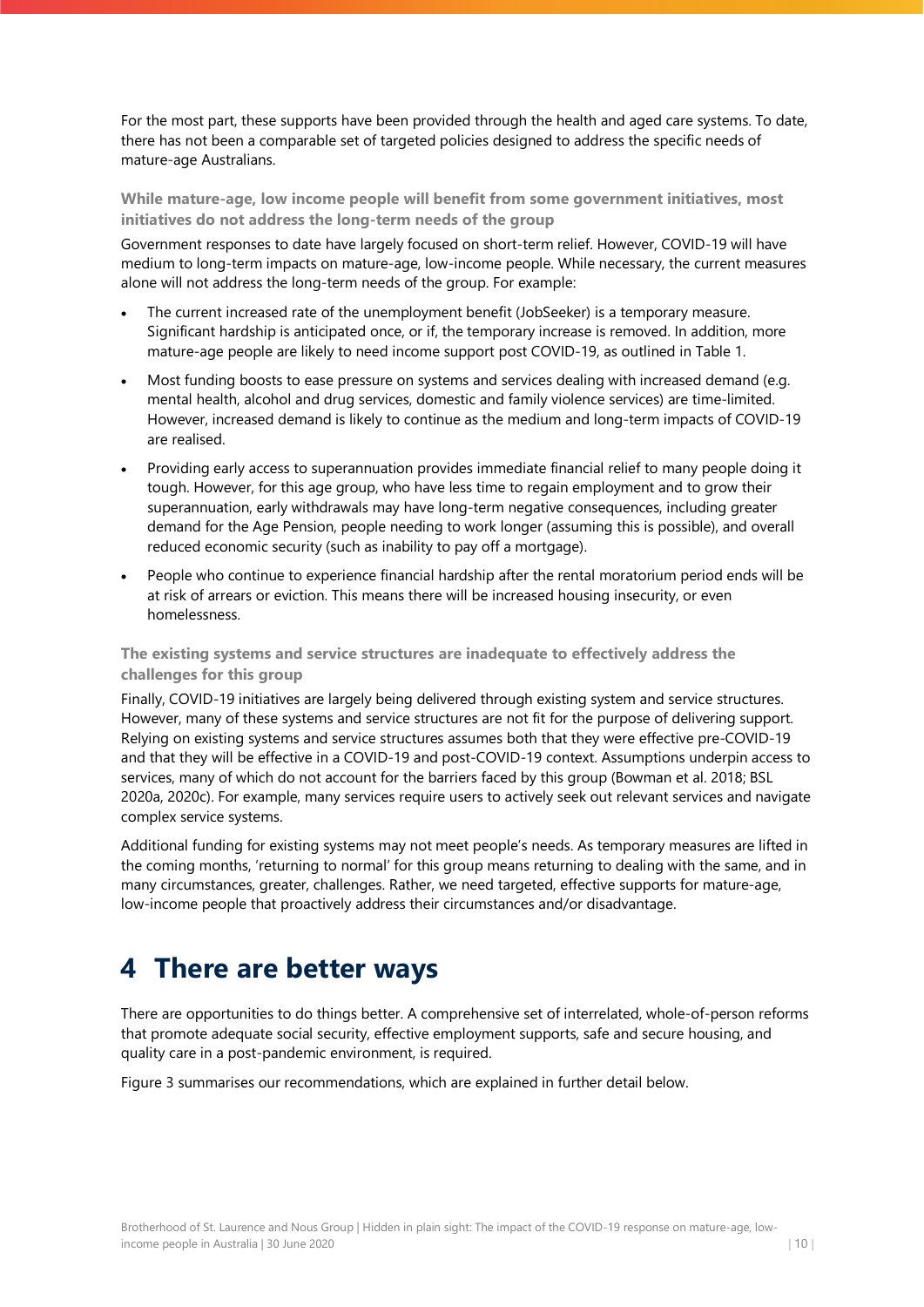For the most part, these supports have been provided through the health and aged care systems. To date, there has not been a comparable set of targeted policies designed to address the specific needs of mature-age Australians.

### While mature-age, low income people will benefit from some government initiatives, most initiatives do not address the long-term needs of the group

Government responses to date have largely focused on short-term relief. However, COVID-19 will have medium to long-term impacts on mature-age, low-income people. While necessary, the current measures alone will not address the long-term needs of the group. For example:

- The current increased rate of the unemployment benefit (JobSeeker) is a temporary measure. Significant hardship is anticipated once, or if, the temporary increase is removed. In addition, more mature-age people are likely to need income support post COVID-19, as outlined in Table 1.
- Most funding boosts to ease pressure on systems and services dealing with increased demand (e.g. mental health, alcohol and drug services, domestic and family violence services) are time-limited. However, increased demand is likely to continue as the medium and long-term impacts of COVID-19 are realised.
- Providing early access to superannuation provides immediate financial relief to many people doing it tough. However, for this age group, who have less time to regain employment and to grow their superannuation, early withdrawals may have long-term negative consequences, including greater demand for the Age Pension, people needing to work longer (assuming this is possible), and overall reduced economic security (such as inability to pay off a mortgage).
- People who continue to experience financial hardship after the rental moratorium period ends will be at risk of arrears or eviction. This means there will be increased housing insecurity, or even homelessness.

### The existing systems and service structures are inadequate to effectively address the challenges for this group

Finally, COVID-19 initiatives are largely being delivered through existing system and service structures. However, many of these systems and service structures are not fit for the purpose of delivering support. Relying on existing systems and service structures assumes both that they were effective pre-COVID-19 and that they will be effective in a COVID-19 and post-COVID-19 context. Assumptions underpin access to services, many of which do not account for the barriers faced by this group (Bowman et al. 2018; BSL 2020a, 2020c). For example, many services require users to actively seek out relevant services and navigate complex service systems.

Additional funding for existing systems may not meet people's needs. As temporary measures are lifted in the coming months, 'returning to normal' for this group means returning to dealing with the same, and in many circumstances, greater, challenges. Rather, we need targeted, effective supports for mature-age, low-income people that proactively address their circumstances and/or disadvantage.

# 4 There are better ways

There are opportunities to do things better. A comprehensive set of interrelated, whole-of-person reforms that promote adequate social security, effective employment supports, safe and secure housing, and quality care in a post-pandemic environment, is required.

Figure 3 summarises our recommendations, which are explained in further detail below.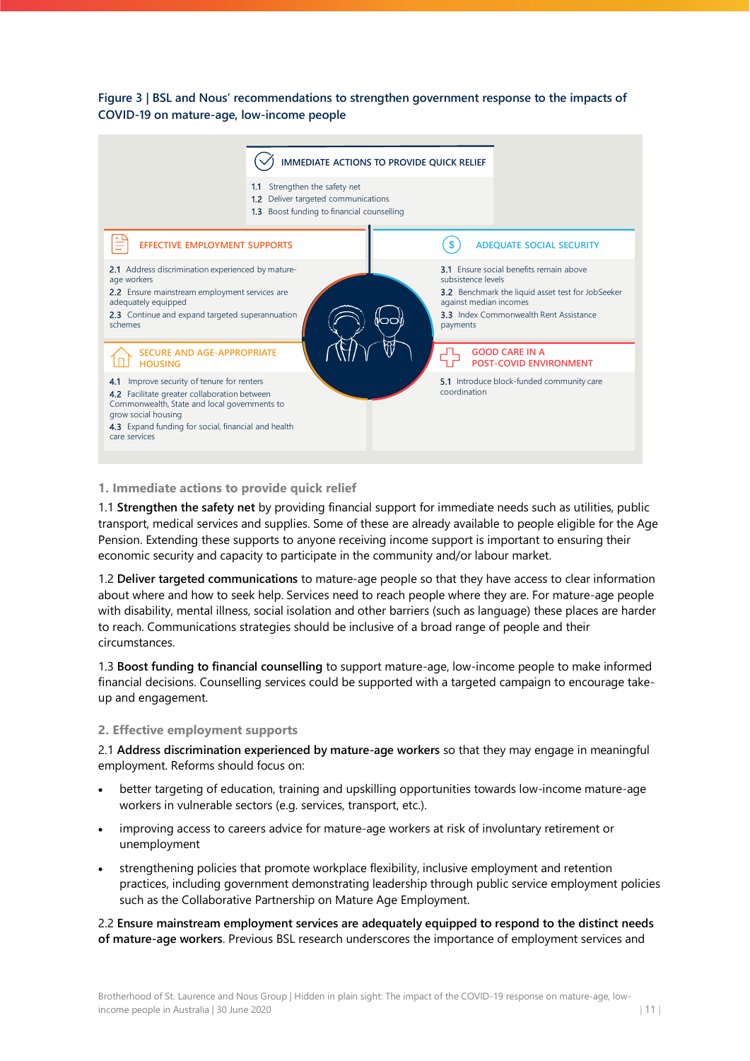**Figure 3 | BSL and Nous' recommendations to strengthen government response to the impacts of COVID-19 on mature-age, low-income people**

**IMMEDIATE ACTIONS TO PROVIDE QUICK RELIEF**

1.1 Strengthen the safety net
1.2 Deliver targeted communications
1.3 Boost funding to financial counselling

**EFFECTIVE EMPLOYMENT SUPPORTS**

2.1 Address discrimination experienced by mature-age workers
2.2 Ensure mainstream employment services are adequately equipped
2.3 Continue and expand targeted superannuation schemes

**ADEQUATE SOCIAL SECURITY**

3.1 Ensure social benefits remain above subsistence levels
3.2 Benchmark the liquid asset test for JobSeeker against median incomes
3.3 Index Commonwealth Rent Assistance payments

**SECURE AND AGE-APPROPRIATE HOUSING**

4.1 Improve security of tenure for renters
4.2 Facilitate greater collaboration between Commonwealth, State and local governments to grow social housing
4.3 Expand funding for social, financial and health care services

**GOOD CARE IN A POST-COVID ENVIRONMENT**

5.1 Introduce block-funded community care coordination

## 1. Immediate actions to provide quick relief

1.1 **Strengthen the safety net** by providing financial support for immediate needs such as utilities, public transport, medical services and supplies. Some of these are already available to people eligible for the Age Pension. Extending these supports to anyone receiving income support is important to ensuring their economic security and capacity to participate in the community and/or labour market.

1.2 **Deliver targeted communications** to mature-age people so that they have access to clear information about where and how to seek help. Services need to reach people where they are. For mature-age people with disability, mental illness, social isolation and other barriers (such as language) these places are harder to reach. Communications strategies should be inclusive of a broad range of people and their circumstances.

1.3 **Boost funding to financial counselling** to support mature-age, low-income people to make informed financial decisions. Counselling services could be supported with a targeted campaign to encourage take-up and engagement.

## 2. Effective employment supports

2.1 **Address discrimination experienced by mature-age workers** so that they may engage in meaningful employment. Reforms should focus on:

- better targeting of education, training and upskilling opportunities towards low-income mature-age workers in vulnerable sectors (e.g. services, transport, etc.).
- improving access to careers advice for mature-age workers at risk of involuntary retirement or unemployment
- strengthening policies that promote workplace flexibility, inclusive employment and retention practices, including government demonstrating leadership through public service employment policies such as the Collaborative Partnership on Mature Age Employment.

2.2 **Ensure mainstream employment services are adequately equipped to respond to the distinct needs of mature-age workers**. Previous BSL research underscores the importance of employment services and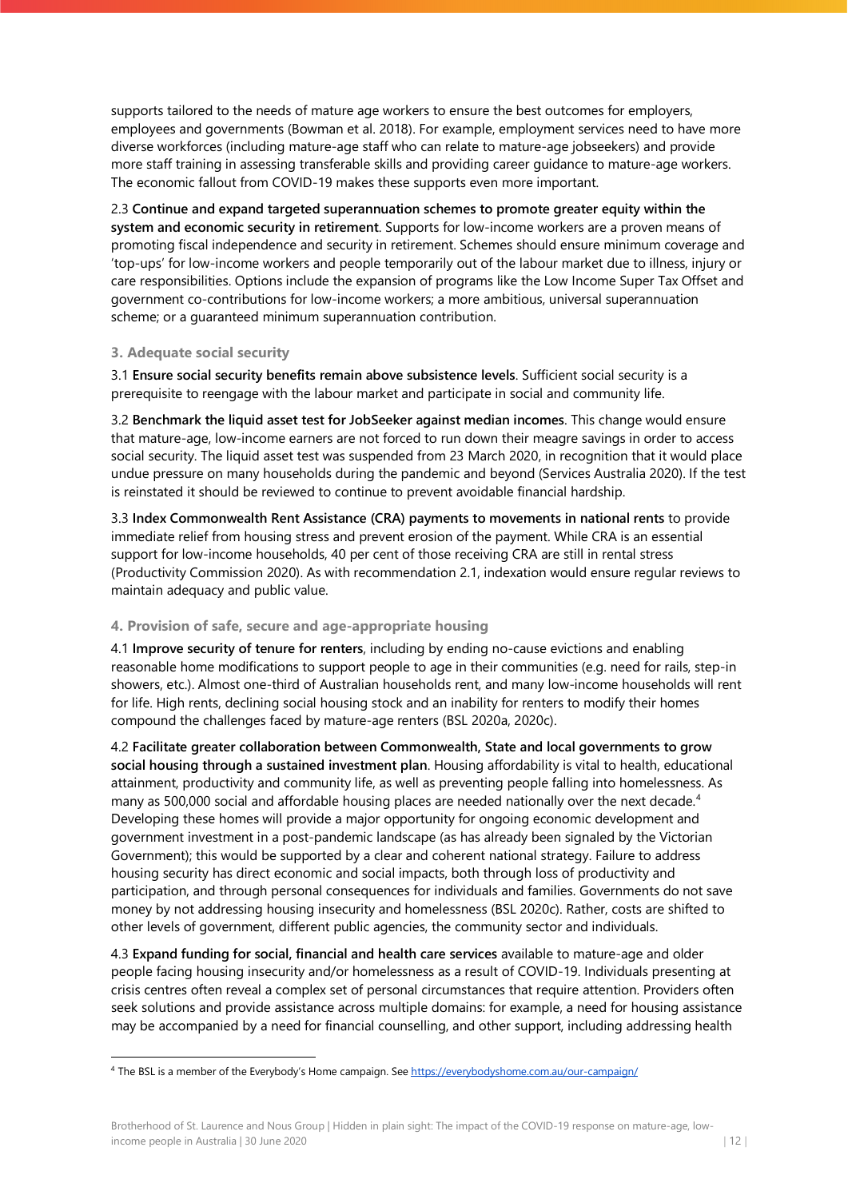supports tailored to the needs of mature age workers to ensure the best outcomes for employers, employees and governments (Bowman et al. 2018). For example, employment services need to have more diverse workforces (including mature-age staff who can relate to mature-age jobseekers) and provide more staff training in assessing transferable skills and providing career guidance to mature-age workers. The economic fallout from COVID-19 makes these supports even more important.

2.3 **Continue and expand targeted superannuation schemes to promote greater equity within the system and economic security in retirement**. Supports for low-income workers are a proven means of promoting fiscal independence and security in retirement. Schemes should ensure minimum coverage and 'top-ups' for low-income workers and people temporarily out of the labour market due to illness, injury or care responsibilities. Options include the expansion of programs like the Low Income Super Tax Offset and government co-contributions for low-income workers; a more ambitious, universal superannuation scheme; or a guaranteed minimum superannuation contribution.

### 3. Adequate social security

3.1 **Ensure social security benefits remain above subsistence levels**. Sufficient social security is a prerequisite to reengage with the labour market and participate in social and community life.

3.2 **Benchmark the liquid asset test for JobSeeker against median incomes**. This change would ensure that mature-age, low-income earners are not forced to run down their meagre savings in order to access social security. The liquid asset test was suspended from 23 March 2020, in recognition that it would place undue pressure on many households during the pandemic and beyond (Services Australia 2020). If the test is reinstated it should be reviewed to continue to prevent avoidable financial hardship.

3.3 **Index Commonwealth Rent Assistance (CRA) payments to movements in national rents** to provide immediate relief from housing stress and prevent erosion of the payment. While CRA is an essential support for low-income households, 40 per cent of those receiving CRA are still in rental stress (Productivity Commission 2020). As with recommendation 2.1, indexation would ensure regular reviews to maintain adequacy and public value.

### 4. Provision of safe, secure and age-appropriate housing

4.1 **Improve security of tenure for renters**, including by ending no-cause evictions and enabling reasonable home modifications to support people to age in their communities (e.g. need for rails, step-in showers, etc.). Almost one-third of Australian households rent, and many low-income households will rent for life. High rents, declining social housing stock and an inability for renters to modify their homes compound the challenges faced by mature-age renters (BSL 2020a, 2020c).

4.2 **Facilitate greater collaboration between Commonwealth, State and local governments to grow social housing through a sustained investment plan**. Housing affordability is vital to health, educational attainment, productivity and community life, as well as preventing people falling into homelessness. As many as 500,000 social and affordable housing places are needed nationally over the next decade.[4] Developing these homes will provide a major opportunity for ongoing economic development and government investment in a post-pandemic landscape (as has already been signaled by the Victorian Government); this would be supported by a clear and coherent national strategy. Failure to address housing security has direct economic and social impacts, both through loss of productivity and participation, and through personal consequences for individuals and families. Governments do not save money by not addressing housing insecurity and homelessness (BSL 2020c). Rather, costs are shifted to other levels of government, different public agencies, the community sector and individuals.

4.3 **Expand funding for social, financial and health care services** available to mature-age and older people facing housing insecurity and/or homelessness as a result of COVID-19. Individuals presenting at crisis centres often reveal a complex set of personal circumstances that require attention. Providers often seek solutions and provide assistance across multiple domains: for example, a need for housing assistance may be accompanied by a need for financial counselling, and other support, including addressing health

[4] The BSL is a member of the Everybody's Home campaign. See https://everybodyshome.com.au/our-campaign/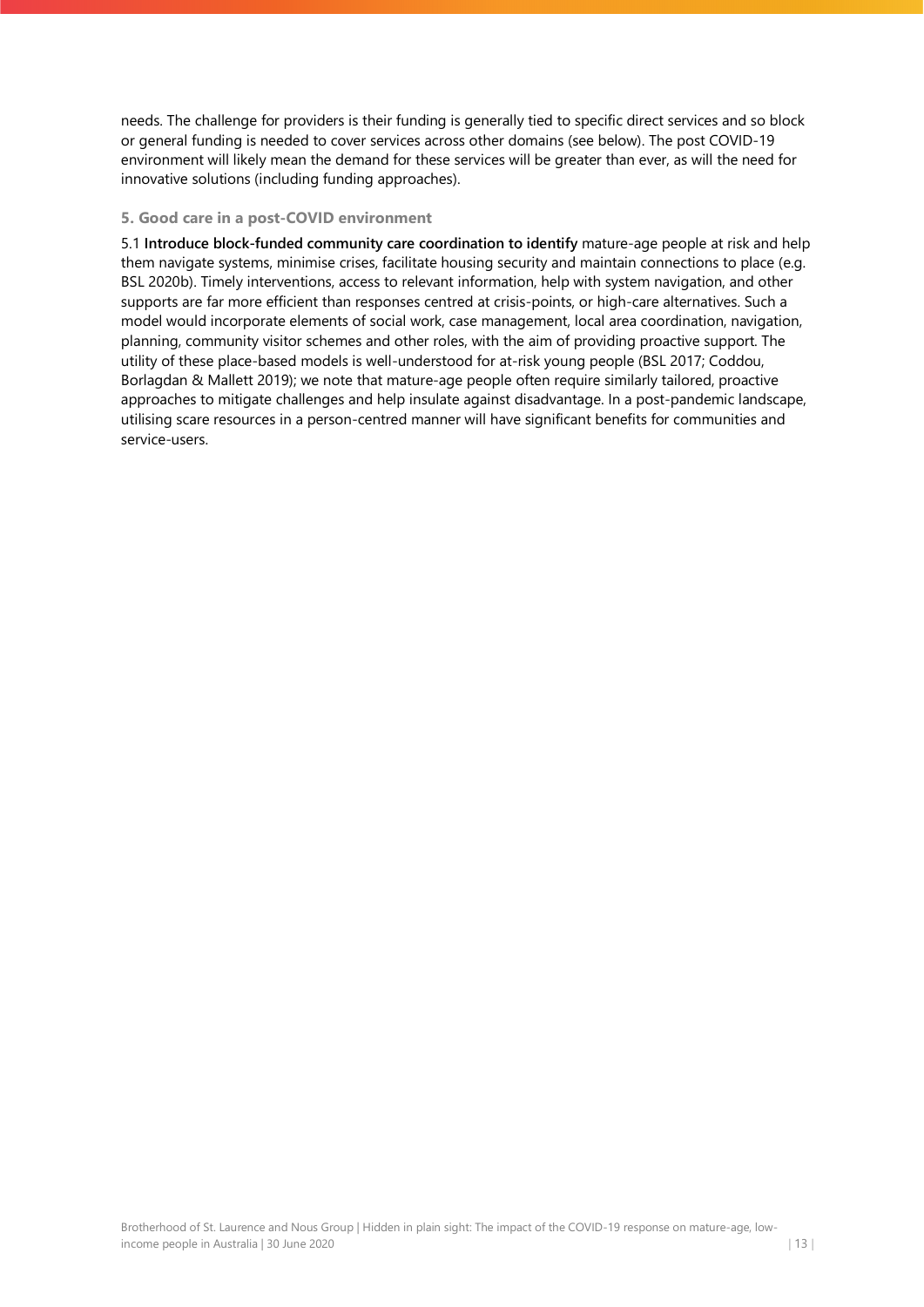needs. The challenge for providers is their funding is generally tied to specific direct services and so block or general funding is needed to cover services across other domains (see below). The post COVID-19 environment will likely mean the demand for these services will be greater than ever, as will the need for innovative solutions (including funding approaches).

### 5. Good care in a post-COVID environment

5.1 **Introduce block-funded community care coordination to identify** mature-age people at risk and help them navigate systems, minimise crises, facilitate housing security and maintain connections to place (e.g. BSL 2020b). Timely interventions, access to relevant information, help with system navigation, and other supports are far more efficient than responses centred at crisis-points, or high-care alternatives. Such a model would incorporate elements of social work, case management, local area coordination, navigation, planning, community visitor schemes and other roles, with the aim of providing proactive support. The utility of these place-based models is well-understood for at-risk young people (BSL 2017; Coddou, Borlagdan & Mallett 2019); we note that mature-age people often require similarly tailored, proactive approaches to mitigate challenges and help insulate against disadvantage. In a post-pandemic landscape, utilising scare resources in a person-centred manner will have significant benefits for communities and service-users.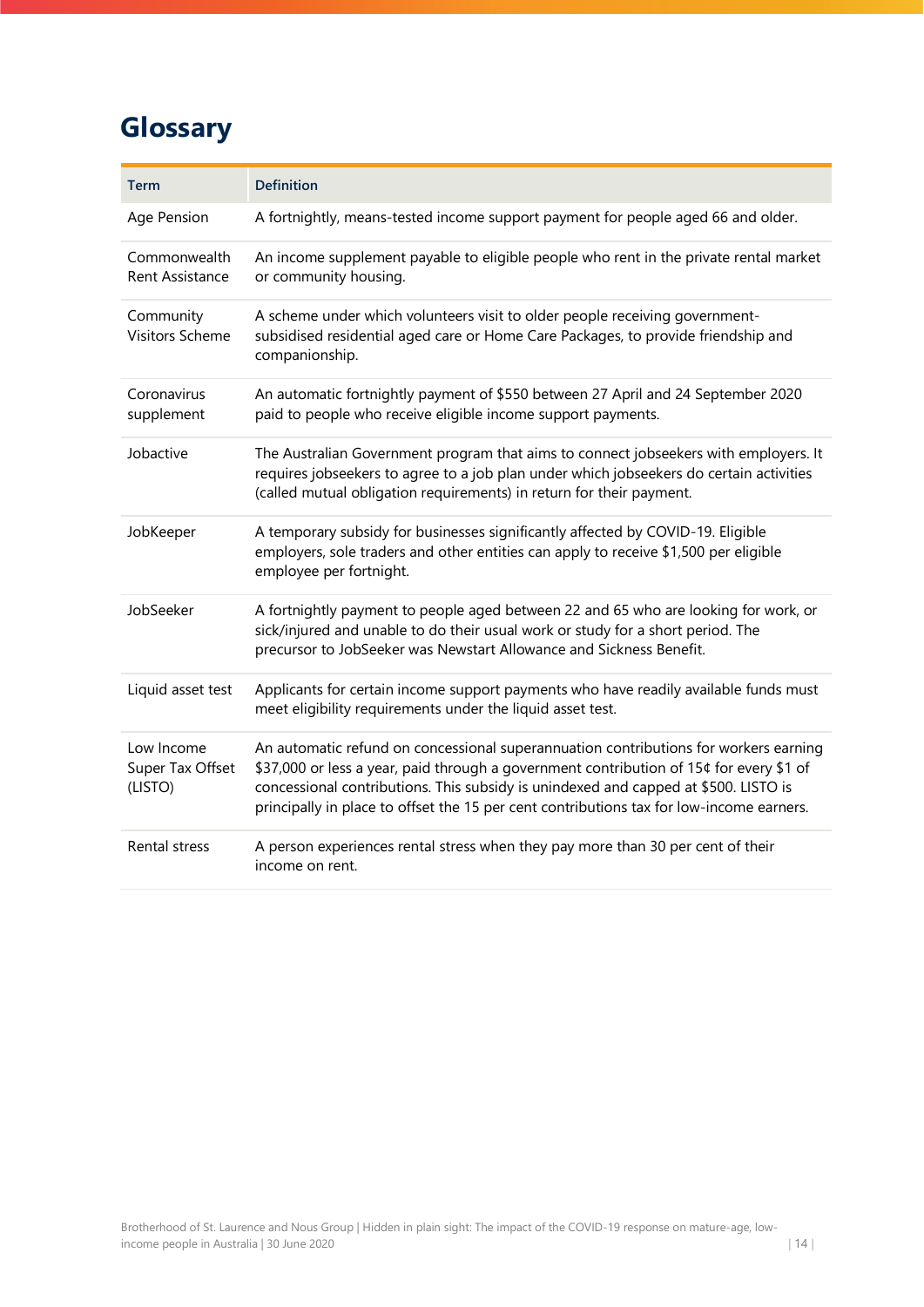# Glossary

| Term | Definition |
| --- | --- |
| Age Pension | A fortnightly, means-tested income support payment for people aged 66 and older. |
| Commonwealth Rent Assistance | An income supplement payable to eligible people who rent in the private rental market or community housing. |
| Community Visitors Scheme | A scheme under which volunteers visit to older people receiving government-subsidised residential aged care or Home Care Packages, to provide friendship and companionship. |
| Coronavirus supplement | An automatic fortnightly payment of $550 between 27 April and 24 September 2020 paid to people who receive eligible income support payments. |
| Jobactive | The Australian Government program that aims to connect jobseekers with employers. It requires jobseekers to agree to a job plan under which jobseekers do certain activities (called mutual obligation requirements) in return for their payment. |
| JobKeeper | A temporary subsidy for businesses significantly affected by COVID-19. Eligible employers, sole traders and other entities can apply to receive $1,500 per eligible employee per fortnight. |
| JobSeeker | A fortnightly payment to people aged between 22 and 65 who are looking for work, or sick/injured and unable to do their usual work or study for a short period. The precursor to JobSeeker was Newstart Allowance and Sickness Benefit. |
| Liquid asset test | Applicants for certain income support payments who have readily available funds must meet eligibility requirements under the liquid asset test. |
| Low Income Super Tax Offset (LISTO) | An automatic refund on concessional superannuation contributions for workers earning $37,000 or less a year, paid through a government contribution of 15¢ for every $1 of concessional contributions. This subsidy is unindexed and capped at $500. LISTO is principally in place to offset the 15 per cent contributions tax for low-income earners. |
| Rental stress | A person experiences rental stress when they pay more than 30 per cent of their income on rent. |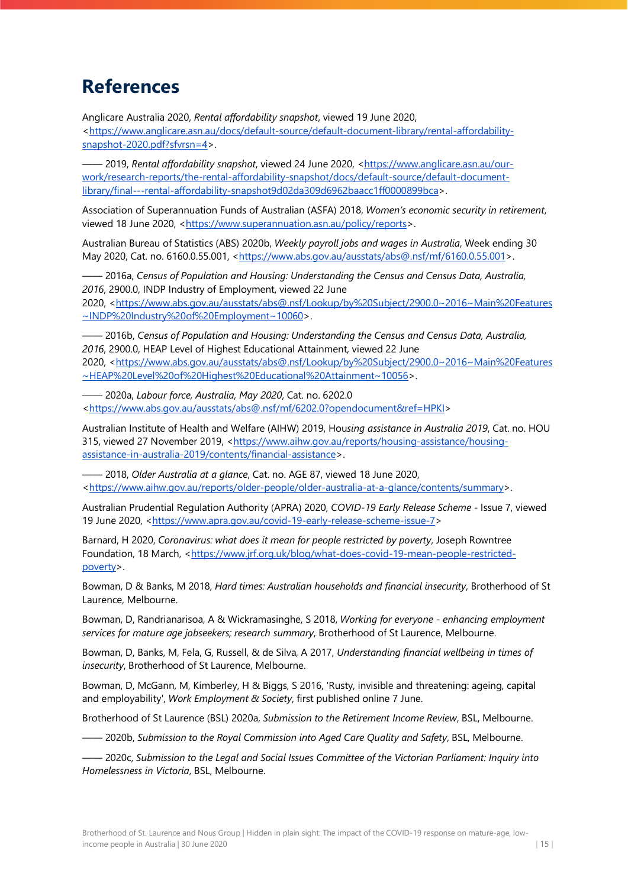# References

Anglicare Australia 2020, *Rental affordability snapshot*, viewed 19 June 2020, <https://www.anglicare.asn.au/docs/default-source/default-document-library/rental-affordability-snapshot-2020.pdf?sfvrsn=4>.

—— 2019, *Rental affordability snapshot*, viewed 24 June 2020, <https://www.anglicare.asn.au/our-work/research-reports/the-rental-affordability-snapshot/docs/default-source/default-document-library/final---rental-affordability-snapshot9d02da309d6962baacc1ff0000899bca>.

Association of Superannuation Funds of Australian (ASFA) 2018, *Women's economic security in retirement*, viewed 18 June 2020, <https://www.superannuation.asn.au/policy/reports>.

Australian Bureau of Statistics (ABS) 2020b, *Weekly payroll jobs and wages in Australia*, Week ending 30 May 2020, Cat. no. 6160.0.55.001, <https://www.abs.gov.au/ausstats/abs@.nsf/mf/6160.0.55.001>.

—— 2016a, *Census of Population and Housing: Understanding the Census and Census Data, Australia, 2016*, 2900.0, INDP Industry of Employment, viewed 22 June 2020, <https://www.abs.gov.au/ausstats/abs@.nsf/Lookup/by%20Subject/2900.0~2016~Main%20Features~INDP%20Industry%20of%20Employment~10060>.

—— 2016b, *Census of Population and Housing: Understanding the Census and Census Data, Australia, 2016*, 2900.0, HEAP Level of Highest Educational Attainment, viewed 22 June 2020, <https://www.abs.gov.au/ausstats/abs@.nsf/Lookup/by%20Subject/2900.0~2016~Main%20Features~HEAP%20Level%20of%20Highest%20Educational%20Attainment~10056>.

—— 2020a, *Labour force, Australia, May 2020*, Cat. no. 6202.0 <https://www.abs.gov.au/ausstats/abs@.nsf/mf/6202.0?opendocument&ref=HPKI>

Australian Institute of Health and Welfare (AIHW) 2019, Hou*sing assistance in Australia 2019*, Cat. no. HOU 315, viewed 27 November 2019, <https://www.aihw.gov.au/reports/housing-assistance/housing-assistance-in-australia-2019/contents/financial-assistance>.

—— 2018, *Older Australia at a glance*, Cat. no. AGE 87, viewed 18 June 2020, <https://www.aihw.gov.au/reports/older-people/older-australia-at-a-glance/contents/summary>.

Australian Prudential Regulation Authority (APRA) 2020, *COVID-19 Early Release Scheme* - Issue 7, viewed 19 June 2020, <https://www.apra.gov.au/covid-19-early-release-scheme-issue-7>

Barnard, H 2020, *Coronavirus: what does it mean for people restricted by poverty*, Joseph Rowntree Foundation, 18 March, <https://www.jrf.org.uk/blog/what-does-covid-19-mean-people-restricted-poverty>.

Bowman, D & Banks, M 2018, *Hard times: Australian households and financial insecurity*, Brotherhood of St Laurence, Melbourne.

Bowman, D, Randrianarisoa, A & Wickramasinghe, S 2018, *Working for everyone - enhancing employment services for mature age jobseekers; research summary*, Brotherhood of St Laurence, Melbourne.

Bowman, D, Banks, M, Fela, G, Russell, & de Silva, A 2017, *Understanding financial wellbeing in times of insecurity*, Brotherhood of St Laurence, Melbourne.

Bowman, D, McGann, M, Kimberley, H & Biggs, S 2016, 'Rusty, invisible and threatening: ageing, capital and employability', *Work Employment & Society*, first published online 7 June.

Brotherhood of St Laurence (BSL) 2020a, *Submission to the Retirement Income Review*, BSL, Melbourne.

—— 2020b, *Submission to the Royal Commission into Aged Care Quality and Safety*, BSL, Melbourne.

—— 2020c, *Submission to the Legal and Social Issues Committee of the Victorian Parliament: Inquiry into Homelessness in Victoria*, BSL, Melbourne.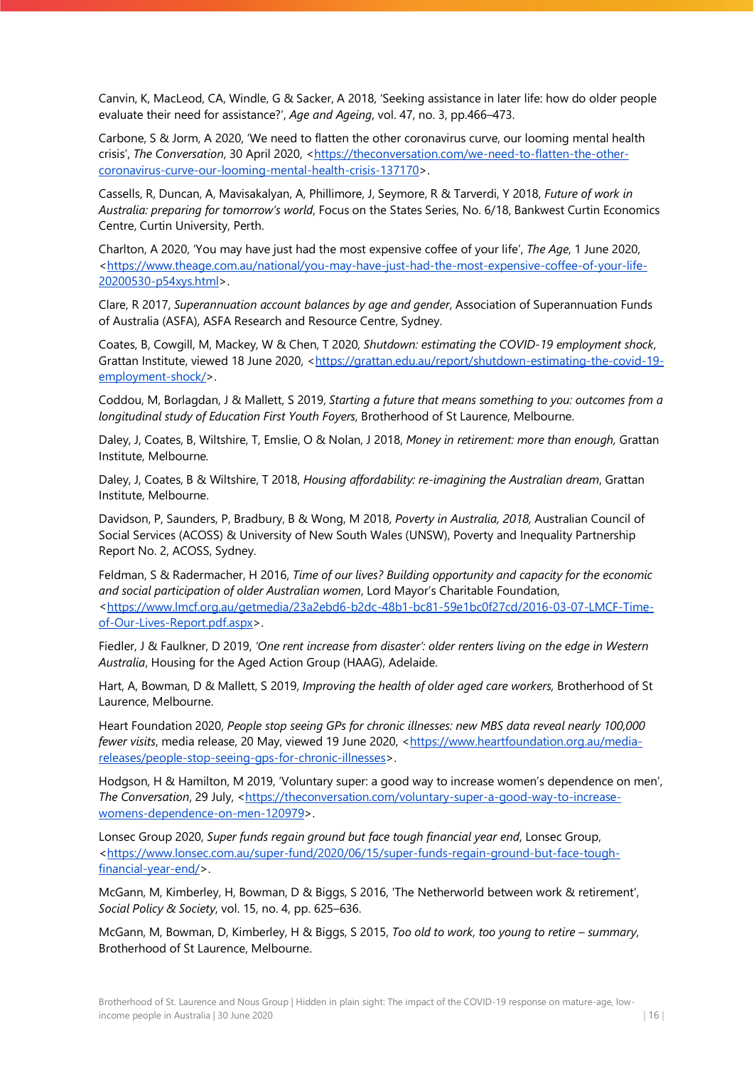Canvin, K, MacLeod, CA, Windle, G & Sacker, A 2018, 'Seeking assistance in later life: how do older people evaluate their need for assistance?', *Age and Ageing*, vol. 47, no. 3, pp.466–473.

Carbone, S & Jorm, A 2020, 'We need to flatten the other coronavirus curve, our looming mental health crisis', *The Conversation*, 30 April 2020, <https://theconversation.com/we-need-to-flatten-the-other-coronavirus-curve-our-looming-mental-health-crisis-137170>.

Cassells, R, Duncan, A, Mavisakalyan, A, Phillimore, J, Seymore, R & Tarverdi, Y 2018, *Future of work in Australia: preparing for tomorrow's world*, Focus on the States Series, No. 6/18, Bankwest Curtin Economics Centre, Curtin University, Perth.

Charlton, A 2020, 'You may have just had the most expensive coffee of your life', *The Age*, 1 June 2020, <https://www.theage.com.au/national/you-may-have-just-had-the-most-expensive-coffee-of-your-life-20200530-p54xys.html>.

Clare, R 2017, *Superannuation account balances by age and gender*, Association of Superannuation Funds of Australia (ASFA), ASFA Research and Resource Centre, Sydney.

Coates, B, Cowgill, M, Mackey, W & Chen, T 2020, *Shutdown: estimating the COVID-19 employment shock*, Grattan Institute, viewed 18 June 2020, <https://grattan.edu.au/report/shutdown-estimating-the-covid-19-employment-shock/>.

Coddou, M, Borlagdan, J & Mallett, S 2019, *Starting a future that means something to you: outcomes from a longitudinal study of Education First Youth Foyers*, Brotherhood of St Laurence, Melbourne.

Daley, J, Coates, B, Wiltshire, T, Emslie, O & Nolan, J 2018, *Money in retirement: more than enough,* Grattan Institute, Melbourne.

Daley, J, Coates, B & Wiltshire, T 2018, *Housing affordability: re-imagining the Australian dream*, Grattan Institute, Melbourne.

Davidson, P, Saunders, P, Bradbury, B & Wong, M 2018, *Poverty in Australia, 2018,* Australian Council of Social Services (ACOSS) & University of New South Wales (UNSW), Poverty and Inequality Partnership Report No. 2, ACOSS, Sydney.

Feldman, S & Radermacher, H 2016, *Time of our lives? Building opportunity and capacity for the economic and social participation of older Australian women*, Lord Mayor's Charitable Foundation, <https://www.lmcf.org.au/getmedia/23a2ebd6-b2dc-48b1-bc81-59e1bc0f27cd/2016-03-07-LMCF-Time-of-Our-Lives-Report.pdf.aspx>.

Fiedler, J & Faulkner, D 2019, *'One rent increase from disaster': older renters living on the edge in Western Australia*, Housing for the Aged Action Group (HAAG), Adelaide.

Hart, A, Bowman, D & Mallett, S 2019, *Improving the health of older aged care workers,* Brotherhood of St Laurence, Melbourne.

Heart Foundation 2020, *People stop seeing GPs for chronic illnesses: new MBS data reveal nearly 100,000 fewer visits*, media release, 20 May, viewed 19 June 2020, <https://www.heartfoundation.org.au/media-releases/people-stop-seeing-gps-for-chronic-illnesses>.

Hodgson, H & Hamilton, M 2019, 'Voluntary super: a good way to increase women's dependence on men', *The Conversation*, 29 July, <https://theconversation.com/voluntary-super-a-good-way-to-increase-womens-dependence-on-men-120979>.

Lonsec Group 2020, *Super funds regain ground but face tough financial year end*, Lonsec Group, <https://www.lonsec.com.au/super-fund/2020/06/15/super-funds-regain-ground-but-face-tough-financial-year-end/>.

McGann, M, Kimberley, H, Bowman, D & Biggs, S 2016, 'The Netherworld between work & retirement', *Social Policy & Society*, vol. 15, no. 4, pp. 625–636.

McGann, M, Bowman, D, Kimberley, H & Biggs, S 2015, *Too old to work, too young to retire – summary*, Brotherhood of St Laurence, Melbourne.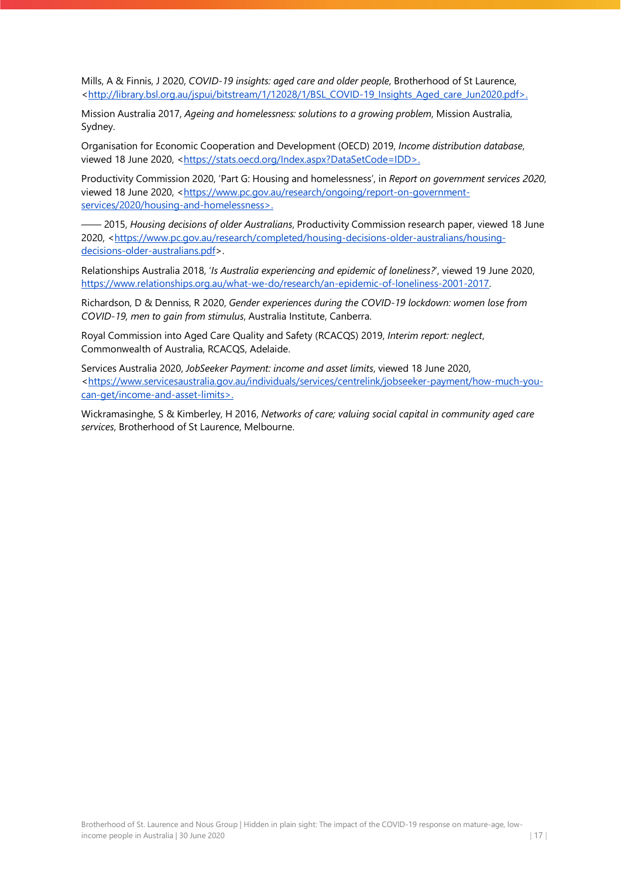Mills, A & Finnis, J 2020, *COVID-19 insights: aged care and older people*, Brotherhood of St Laurence, <http://library.bsl.org.au/jspui/bitstream/1/12028/1/BSL_COVID-19_Insights_Aged_care_Jun2020.pdf>.

Mission Australia 2017, *Ageing and homelessness: solutions to a growing problem*, Mission Australia, Sydney.

Organisation for Economic Cooperation and Development (OECD) 2019, *Income distribution database*, viewed 18 June 2020, <https://stats.oecd.org/Index.aspx?DataSetCode=IDD>.

Productivity Commission 2020, 'Part G: Housing and homelessness', in *Report on government services 2020*, viewed 18 June 2020, <https://www.pc.gov.au/research/ongoing/report-on-government-services/2020/housing-and-homelessness>.

—— 2015, *Housing decisions of older Australians*, Productivity Commission research paper, viewed 18 June 2020, <https://www.pc.gov.au/research/completed/housing-decisions-older-australians/housing-decisions-older-australians.pdf>.

Relationships Australia 2018, '*Is Australia experiencing and epidemic of loneliness?*', viewed 19 June 2020, https://www.relationships.org.au/what-we-do/research/an-epidemic-of-loneliness-2001-2017.

Richardson, D & Denniss, R 2020, *Gender experiences during the COVID-19 lockdown: women lose from COVID-19, men to gain from stimulus*, Australia Institute, Canberra.

Royal Commission into Aged Care Quality and Safety (RCACQS) 2019, *Interim report: neglect*, Commonwealth of Australia, RCACQS, Adelaide.

Services Australia 2020, *JobSeeker Payment: income and asset limits*, viewed 18 June 2020, <https://www.servicesaustralia.gov.au/individuals/services/centrelink/jobseeker-payment/how-much-you-can-get/income-and-asset-limits>.

Wickramasinghe, S & Kimberley, H 2016, *Networks of care; valuing social capital in community aged care services*, Brotherhood of St Laurence, Melbourne.